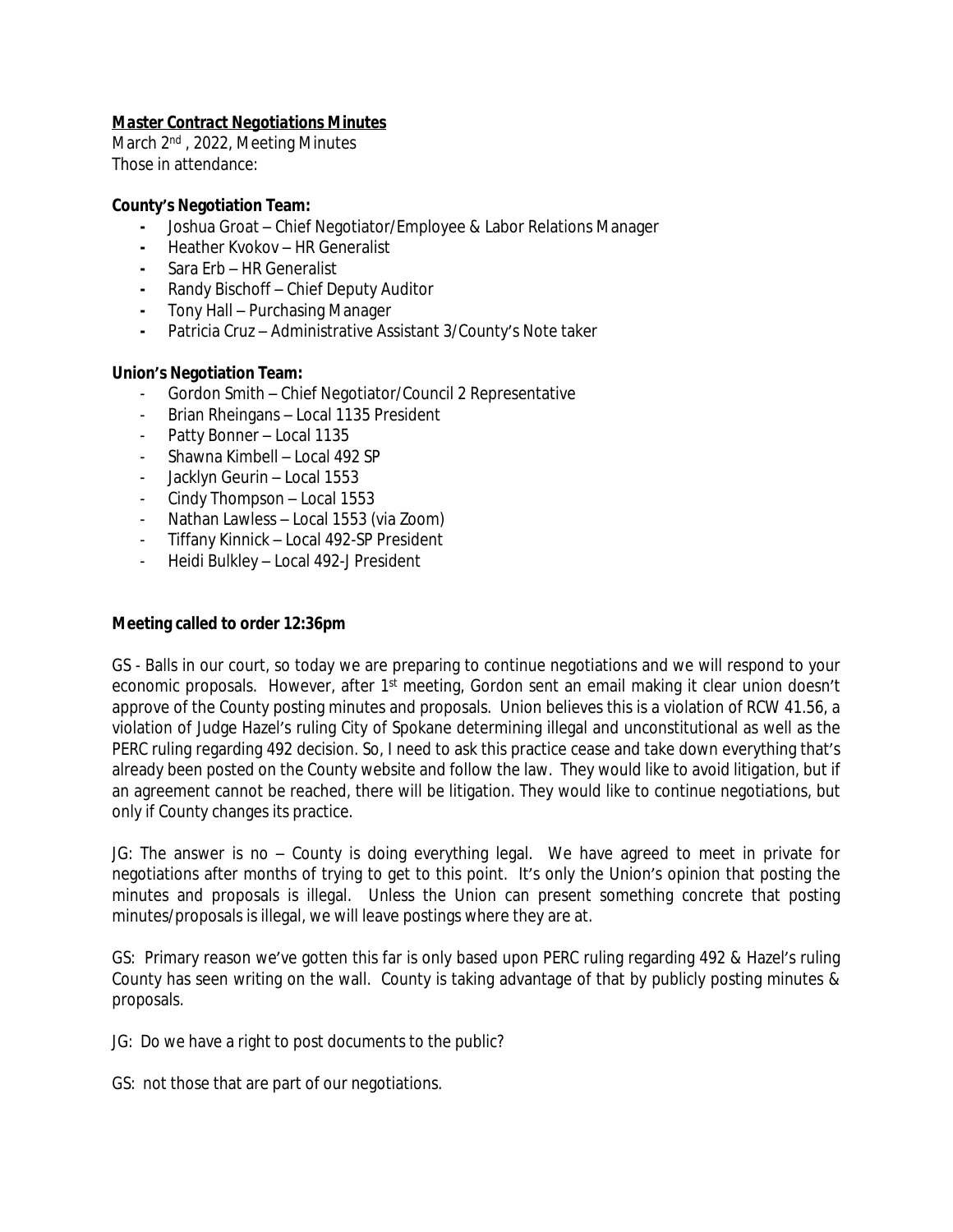**_Master Contract Negotiations Minutes_**

March 2nd , 2022, Meeting Minutes

Those in attendance:

**County's Negotiation Team:**

- Joshua Groat – Chief Negotiator/Employee & Labor Relations Manager
- Heather Kvokov – HR Generalist
- Sara Erb – HR Generalist
- Randy Bischoff – Chief Deputy Auditor
- Tony Hall – Purchasing Manager
- Patricia Cruz – Administrative Assistant 3/County's Note taker

**Union's Negotiation Team:**

- Gordon Smith – Chief Negotiator/Council 2 Representative
- Brian Rheingans – Local 1135 President
- Patty Bonner – Local 1135
- Shawna Kimbell – Local 492 SP
- Jacklyn Geurin – Local 1553
- Cindy Thompson – Local 1553
- Nathan Lawless – Local 1553 (via Zoom)
- Tiffany Kinnick – Local 492-SP President
- Heidi Bulkley – Local 492-J President

**Meeting called to order 12:36pm**

GS - Balls in our court, so today we are preparing to continue negotiations and we will respond to your economic proposals. However, after 1st meeting, Gordon sent an email making it clear union doesn't approve of the County posting minutes and proposals. Union believes this is a violation of RCW 41.56, a violation of Judge Hazel's ruling City of Spokane determining illegal and unconstitutional as well as the PERC ruling regarding 492 decision. So, I need to ask this practice cease and take down everything that's already been posted on the County website and follow the law. They would like to avoid litigation, but if an agreement cannot be reached, there will be litigation. They would like to continue negotiations, but only if County changes its practice.

JG: The answer is no – County is doing everything legal. We have agreed to meet in private for negotiations after months of trying to get to this point. It's only the Union's opinion that posting the minutes and proposals is illegal. Unless the Union can present something concrete that posting minutes/proposals is illegal, we will leave postings where they are at.

GS: Primary reason we've gotten this far is only based upon PERC ruling regarding 492 & Hazel's ruling County has seen writing on the wall. County is taking advantage of that by publicly posting minutes & proposals.

JG: Do we have a right to post documents to the public?

GS: not those that are part of our negotiations.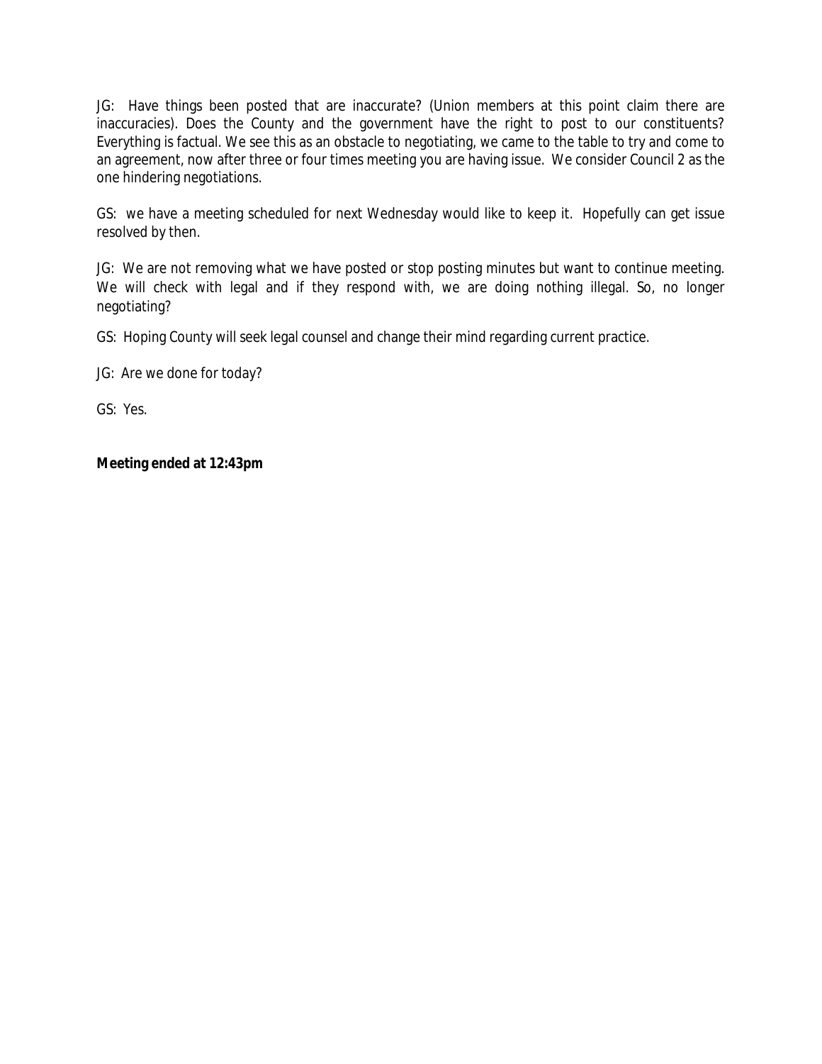JG: Have things been posted that are inaccurate? (Union members at this point claim there are inaccuracies). Does the County and the government have the right to post to our constituents? Everything is factual. We see this as an obstacle to negotiating, we came to the table to try and come to an agreement, now after three or four times meeting you are having issue. We consider Council 2 as the one hindering negotiations.

GS: we have a meeting scheduled for next Wednesday would like to keep it. Hopefully can get issue resolved by then.

JG: We are not removing what we have posted or stop posting minutes but want to continue meeting. We will check with legal and if they respond with, we are doing nothing illegal. So, no longer negotiating?

GS: Hoping County will seek legal counsel and change their mind regarding current practice.

JG: Are we done for today?

GS: Yes.

**Meeting ended at 12:43pm**